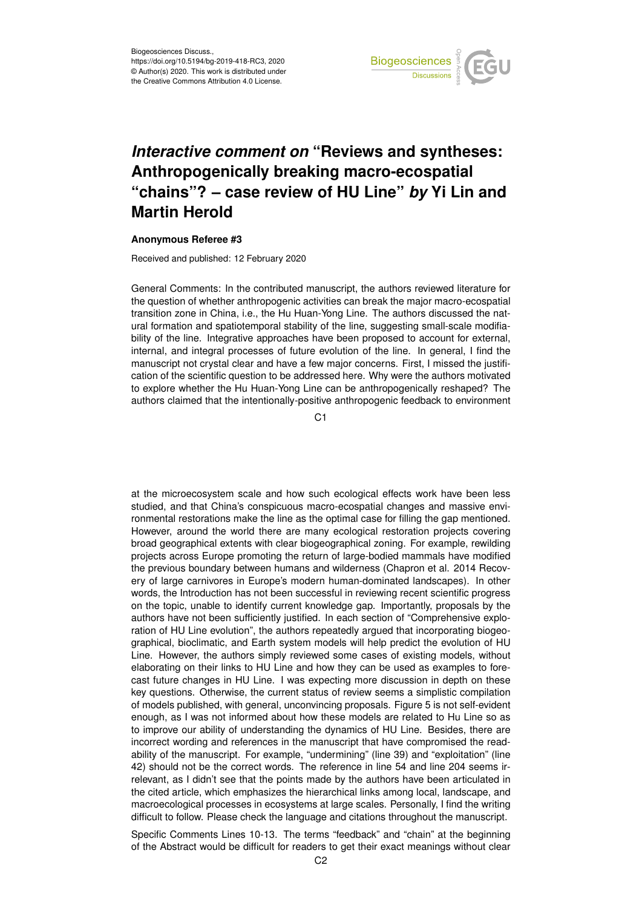Biogeosciences Discuss.,
https://doi.org/10.5194/bg-2019-418-RC3, 2020
© Author(s) 2020. This work is distributed under
the Creative Commons Attribution 4.0 License.

# *Interactive comment on* "Reviews and syntheses: Anthropogenically breaking macro-ecospatial "chains"? – case review of HU Line" *by* Yi Lin and Martin Herold

**Anonymous Referee #3**

Received and published: 12 February 2020

General Comments: In the contributed manuscript, the authors reviewed literature for the question of whether anthropogenic activities can break the major macro-ecospatial transition zone in China, i.e., the Hu Huan-Yong Line. The authors discussed the natural formation and spatiotemporal stability of the line, suggesting small-scale modifiability of the line. Integrative approaches have been proposed to account for external, internal, and integral processes of future evolution of the line. In general, I find the manuscript not crystal clear and have a few major concerns. First, I missed the justification of the scientific question to be addressed here. Why were the authors motivated to explore whether the Hu Huan-Yong Line can be anthropogenically reshaped? The authors claimed that the intentionally-positive anthropogenic feedback to environment at the microecosystem scale and how such ecological effects work have been less studied, and that China's conspicuous macro-ecospatial changes and massive environmental restorations make the line as the optimal case for filling the gap mentioned. However, around the world there are many ecological restoration projects covering broad geographical extents with clear biogeographical zoning. For example, rewilding projects across Europe promoting the return of large-bodied mammals have modified the previous boundary between humans and wilderness (Chapron et al. 2014 Recovery of large carnivores in Europe's modern human-dominated landscapes). In other words, the Introduction has not been successful in reviewing recent scientific progress on the topic, unable to identify current knowledge gap. Importantly, proposals by the authors have not been sufficiently justified. In each section of "Comprehensive exploration of HU Line evolution", the authors repeatedly argued that incorporating biogeographical, bioclimatic, and Earth system models will help predict the evolution of HU Line. However, the authors simply reviewed some cases of existing models, without elaborating on their links to HU Line and how they can be used as examples to forecast future changes in HU Line. I was expecting more discussion in depth on these key questions. Otherwise, the current status of review seems a simplistic compilation of models published, with general, unconvincing proposals. Figure 5 is not self-evident enough, as I was not informed about how these models are related to Hu Line so as to improve our ability of understanding the dynamics of HU Line. Besides, there are incorrect wording and references in the manuscript that have compromised the readability of the manuscript. For example, "undermining" (line 39) and "exploitation" (line 42) should not be the correct words. The reference in line 54 and line 204 seems irrelevant, as I didn't see that the points made by the authors have been articulated in the cited article, which emphasizes the hierarchical links among local, landscape, and macroecological processes in ecosystems at large scales. Personally, I find the writing difficult to follow. Please check the language and citations throughout the manuscript.

Specific Comments Lines 10-13. The terms "feedback" and "chain" at the beginning of the Abstract would be difficult for readers to get their exact meanings without clear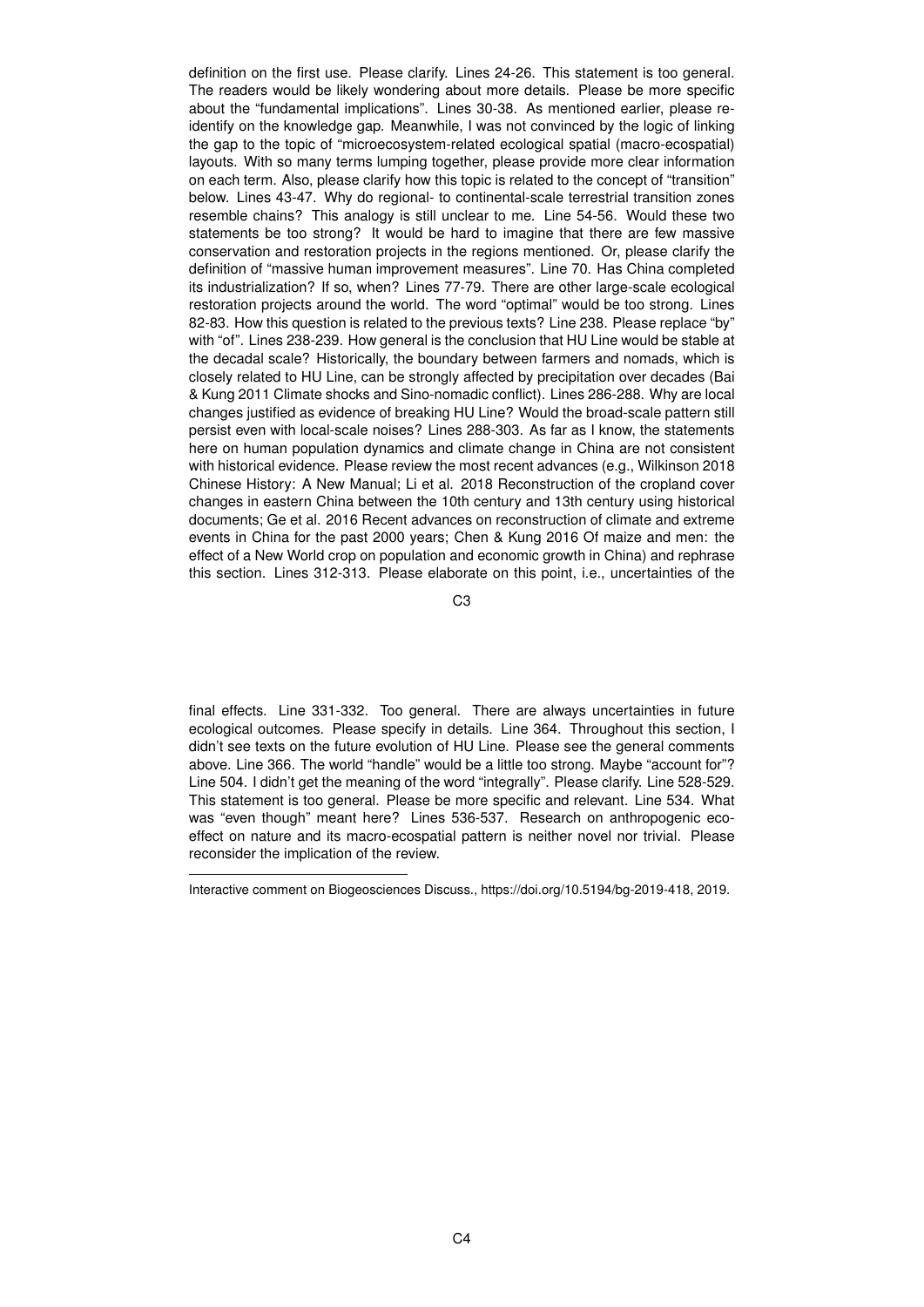definition on the first use. Please clarify. Lines 24-26. This statement is too general. The readers would be likely wondering about more details. Please be more specific about the "fundamental implications". Lines 30-38. As mentioned earlier, please re-identify on the knowledge gap. Meanwhile, I was not convinced by the logic of linking the gap to the topic of "microecosystem-related ecological spatial (macro-ecospatial) layouts. With so many terms lumping together, please provide more clear information on each term. Also, please clarify how this topic is related to the concept of "transition" below. Lines 43-47. Why do regional- to continental-scale terrestrial transition zones resemble chains? This analogy is still unclear to me. Line 54-56. Would these two statements be too strong? It would be hard to imagine that there are few massive conservation and restoration projects in the regions mentioned. Or, please clarify the definition of "massive human improvement measures". Line 70. Has China completed its industrialization? If so, when? Lines 77-79. There are other large-scale ecological restoration projects around the world. The word "optimal" would be too strong. Lines 82-83. How this question is related to the previous texts? Line 238. Please replace "by" with "of". Lines 238-239. How general is the conclusion that HU Line would be stable at the decadal scale? Historically, the boundary between farmers and nomads, which is closely related to HU Line, can be strongly affected by precipitation over decades (Bai & Kung 2011 Climate shocks and Sino-nomadic conflict). Lines 286-288. Why are local changes justified as evidence of breaking HU Line? Would the broad-scale pattern still persist even with local-scale noises? Lines 288-303. As far as I know, the statements here on human population dynamics and climate change in China are not consistent with historical evidence. Please review the most recent advances (e.g., Wilkinson 2018 Chinese History: A New Manual; Li et al. 2018 Reconstruction of the cropland cover changes in eastern China between the 10th century and 13th century using historical documents; Ge et al. 2016 Recent advances on reconstruction of climate and extreme events in China for the past 2000 years; Chen & Kung 2016 Of maize and men: the effect of a New World crop on population and economic growth in China) and rephrase this section. Lines 312-313. Please elaborate on this point, i.e., uncertainties of the final effects. Line 331-332. Too general. There are always uncertainties in future ecological outcomes. Please specify in details. Line 364. Throughout this section, I didn't see texts on the future evolution of HU Line. Please see the general comments above. Line 366. The world "handle" would be a little too strong. Maybe "account for"? Line 504. I didn't get the meaning of the word "integrally". Please clarify. Line 528-529. This statement is too general. Please be more specific and relevant. Line 534. What was "even though" meant here? Lines 536-537. Research on anthropogenic eco-effect on nature and its macro-ecospatial pattern is neither novel nor trivial. Please reconsider the implication of the review.

---

Interactive comment on Biogeosciences Discuss., https://doi.org/10.5194/bg-2019-418, 2019.